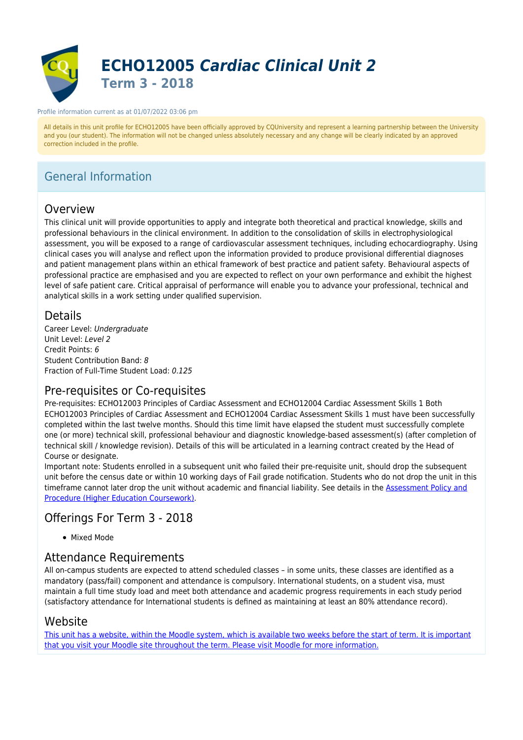# ECHO12005 *Cardiac Clinical Unit 2*

## Term 3 - 2018

Profile information current as at 01/07/2022 03:06 pm

All details in this unit profile for ECHO12005 have been officially approved by CQUniversity and represent a learning partnership between the University and you (our student). The information will not be changed unless absolutely necessary and any change will be clearly indicated by an approved correction included in the profile.

## General Information

### Overview

This clinical unit will provide opportunities to apply and integrate both theoretical and practical knowledge, skills and professional behaviours in the clinical environment. In addition to the consolidation of skills in electrophysiological assessment, you will be exposed to a range of cardiovascular assessment techniques, including echocardiography. Using clinical cases you will analyse and reflect upon the information provided to produce provisional differential diagnoses and patient management plans within an ethical framework of best practice and patient safety. Behavioural aspects of professional practice are emphasised and you are expected to reflect on your own performance and exhibit the highest level of safe patient care. Critical appraisal of performance will enable you to advance your professional, technical and analytical skills in a work setting under qualified supervision.

### Details

Career Level: *Undergraduate*
Unit Level: *Level 2*
Credit Points: *6*
Student Contribution Band: *8*
Fraction of Full-Time Student Load: *0.125*

### Pre-requisites or Co-requisites

Pre-requisites: ECHO12003 Principles of Cardiac Assessment and ECHO12004 Cardiac Assessment Skills 1 Both ECHO12003 Principles of Cardiac Assessment and ECHO12004 Cardiac Assessment Skills 1 must have been successfully completed within the last twelve months. Should this time limit have elapsed the student must successfully complete one (or more) technical skill, professional behaviour and diagnostic knowledge-based assessment(s) (after completion of technical skill / knowledge revision). Details of this will be articulated in a learning contract created by the Head of Course or designate.
Important note: Students enrolled in a subsequent unit who failed their pre-requisite unit, should drop the subsequent unit before the census date or within 10 working days of Fail grade notification. Students who do not drop the unit in this timeframe cannot later drop the unit without academic and financial liability. See details in the Assessment Policy and Procedure (Higher Education Coursework).

### Offerings For Term 3 - 2018

- Mixed Mode

### Attendance Requirements

All on-campus students are expected to attend scheduled classes – in some units, these classes are identified as a mandatory (pass/fail) component and attendance is compulsory. International students, on a student visa, must maintain a full time study load and meet both attendance and academic progress requirements in each study period (satisfactory attendance for International students is defined as maintaining at least an 80% attendance record).

### Website

This unit has a website, within the Moodle system, which is available two weeks before the start of term. It is important that you visit your Moodle site throughout the term. Please visit Moodle for more information.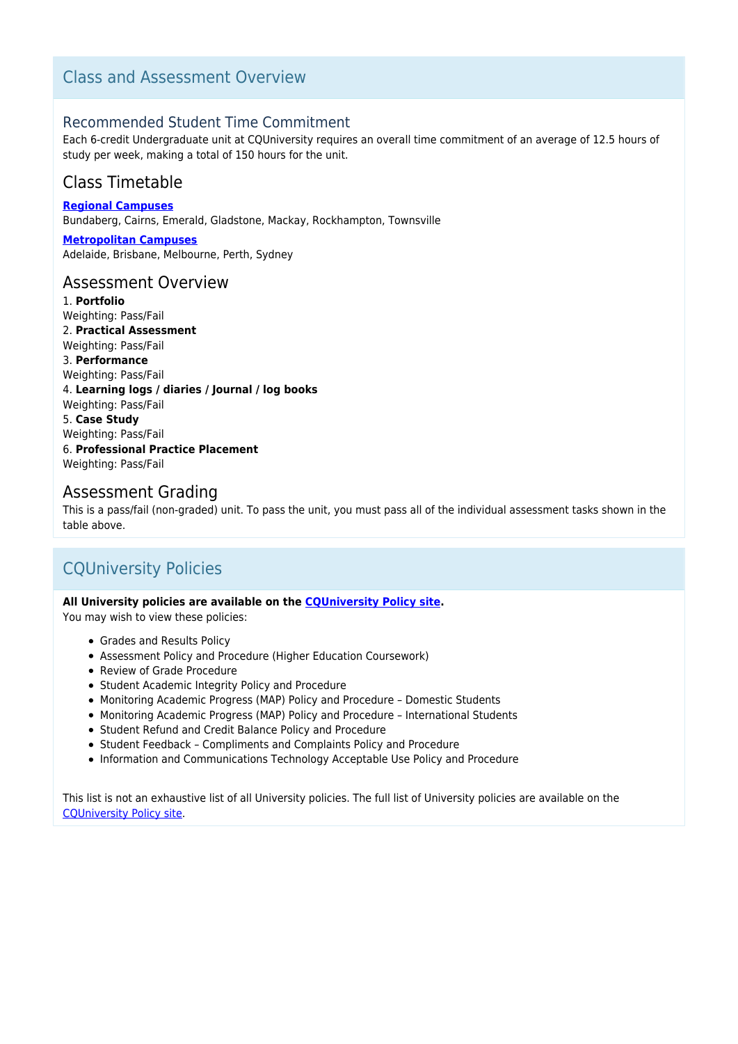## Class and Assessment Overview

### Recommended Student Time Commitment

Each 6-credit Undergraduate unit at CQUniversity requires an overall time commitment of an average of 12.5 hours of study per week, making a total of 150 hours for the unit.

### Class Timetable

**Regional Campuses**
Bundaberg, Cairns, Emerald, Gladstone, Mackay, Rockhampton, Townsville

**Metropolitan Campuses**
Adelaide, Brisbane, Melbourne, Perth, Sydney

### Assessment Overview

1. **Portfolio**
Weighting: Pass/Fail
2. **Practical Assessment**
Weighting: Pass/Fail
3. **Performance**
Weighting: Pass/Fail
4. **Learning logs / diaries / Journal / log books**
Weighting: Pass/Fail
5. **Case Study**
Weighting: Pass/Fail
6. **Professional Practice Placement**
Weighting: Pass/Fail

### Assessment Grading

This is a pass/fail (non-graded) unit. To pass the unit, you must pass all of the individual assessment tasks shown in the table above.

## CQUniversity Policies

**All University policies are available on the CQUniversity Policy site.**
You may wish to view these policies:

- Grades and Results Policy
- Assessment Policy and Procedure (Higher Education Coursework)
- Review of Grade Procedure
- Student Academic Integrity Policy and Procedure
- Monitoring Academic Progress (MAP) Policy and Procedure – Domestic Students
- Monitoring Academic Progress (MAP) Policy and Procedure – International Students
- Student Refund and Credit Balance Policy and Procedure
- Student Feedback – Compliments and Complaints Policy and Procedure
- Information and Communications Technology Acceptable Use Policy and Procedure

This list is not an exhaustive list of all University policies. The full list of University policies are available on the CQUniversity Policy site.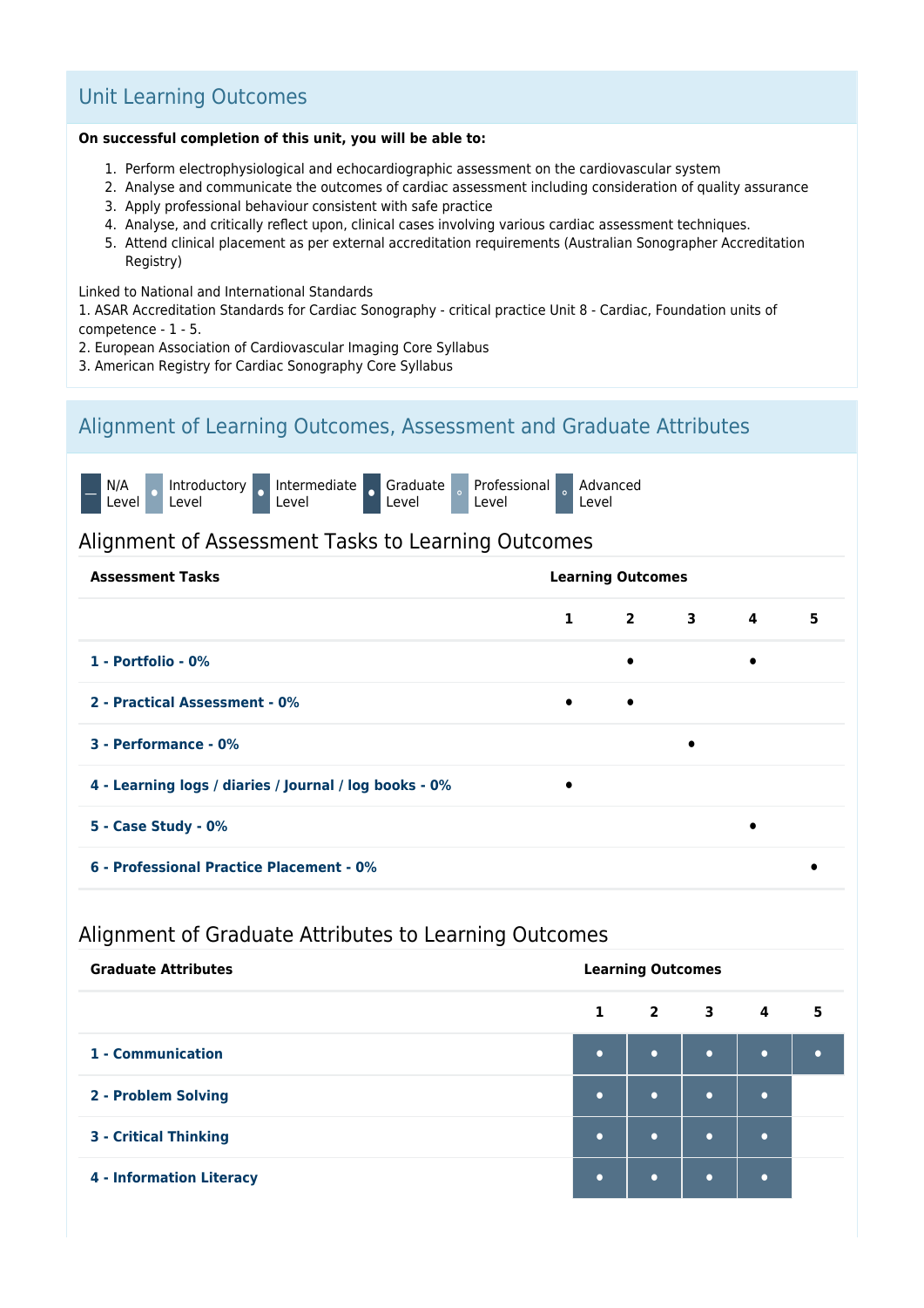## Unit Learning Outcomes

**On successful completion of this unit, you will be able to:**

1. Perform electrophysiological and echocardiographic assessment on the cardiovascular system
2. Analyse and communicate the outcomes of cardiac assessment including consideration of quality assurance
3. Apply professional behaviour consistent with safe practice
4. Analyse, and critically reflect upon, clinical cases involving various cardiac assessment techniques.
5. Attend clinical placement as per external accreditation requirements (Australian Sonographer Accreditation Registry)

Linked to National and International Standards
1. ASAR Accreditation Standards for Cardiac Sonography - critical practice Unit 8 - Cardiac, Foundation units of competence - 1 - 5.
2. European Association of Cardiovascular Imaging Core Syllabus
3. American Registry for Cardiac Sonography Core Syllabus

## Alignment of Learning Outcomes, Assessment and Graduate Attributes

— N/A Level | • Introductory Level | • Intermediate Level | • Graduate Level | ◦ Professional Level | ◦ Advanced Level

### Alignment of Assessment Tasks to Learning Outcomes

| Assessment Tasks | Learning Outcomes | | | | |
|---|---|---|---|---|---|
| | 1 | 2 | 3 | 4 | 5 |
| 1 - Portfolio - 0% | | • | | • | |
| 2 - Practical Assessment - 0% | • | • | | | |
| 3 - Performance - 0% | | | • | | |
| 4 - Learning logs / diaries / Journal / log books - 0% | • | | | | |
| 5 - Case Study - 0% | | | | • | |
| 6 - Professional Practice Placement - 0% | | | | | • |

### Alignment of Graduate Attributes to Learning Outcomes

| Graduate Attributes | Learning Outcomes | | | | |
|---|---|---|---|---|---|
| | 1 | 2 | 3 | 4 | 5 |
| 1 - Communication | • | • | • | • | • |
| 2 - Problem Solving | • | • | • | • | |
| 3 - Critical Thinking | • | • | • | • | |
| 4 - Information Literacy | • | • | • | • | |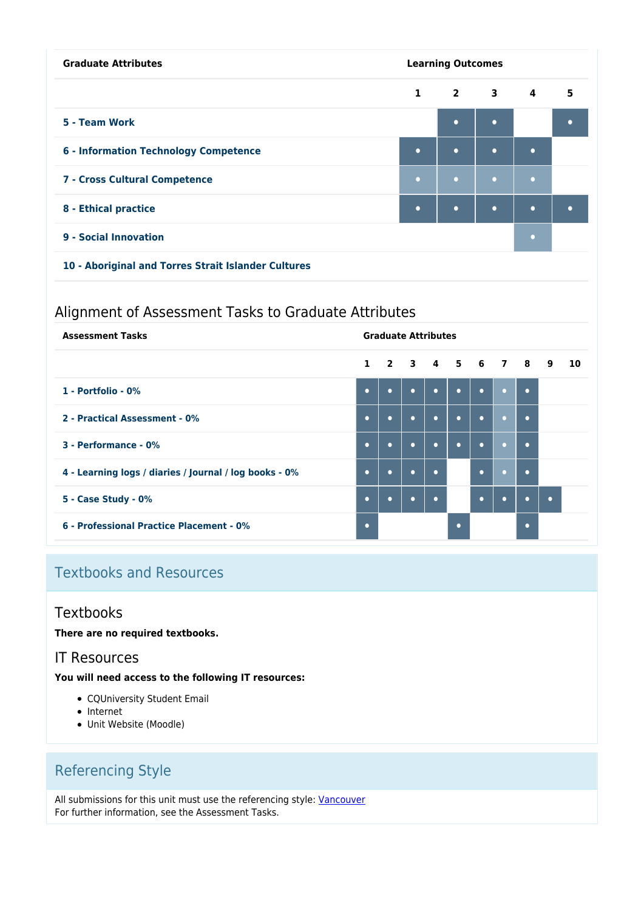| Graduate Attributes | Learning Outcomes | | | | |
|---|---|---|---|---|---|
| | 1 | 2 | 3 | 4 | 5 |
| 5 - Team Work | | • | • | | • |
| 6 - Information Technology Competence | • | • | • | • | |
| 7 - Cross Cultural Competence | • | • | • | • | |
| 8 - Ethical practice | • | • | • | • | • |
| 9 - Social Innovation | | | | • | |
| 10 - Aboriginal and Torres Strait Islander Cultures | | | | | |

## Alignment of Assessment Tasks to Graduate Attributes

| Assessment Tasks | Graduate Attributes | | | | | | | | | |
|---|---|---|---|---|---|---|---|---|---|---|
| | 1 | 2 | 3 | 4 | 5 | 6 | 7 | 8 | 9 | 10 |
| 1 - Portfolio - 0% | • | • | • | • | • | • | • | • | | |
| 2 - Practical Assessment - 0% | • | • | • | • | • | • | • | • | | |
| 3 - Performance - 0% | • | • | • | • | • | • | • | • | | |
| 4 - Learning logs / diaries / Journal / log books - 0% | • | • | • | • | | • | • | • | | |
| 5 - Case Study - 0% | • | • | • | • | | • | • | • | • | |
| 6 - Professional Practice Placement - 0% | • | | | | • | | | • | | |

# Textbooks and Resources

## Textbooks

**There are no required textbooks.**

## IT Resources

**You will need access to the following IT resources:**

- CQUniversity Student Email
- Internet
- Unit Website (Moodle)

# Referencing Style

All submissions for this unit must use the referencing style: Vancouver
For further information, see the Assessment Tasks.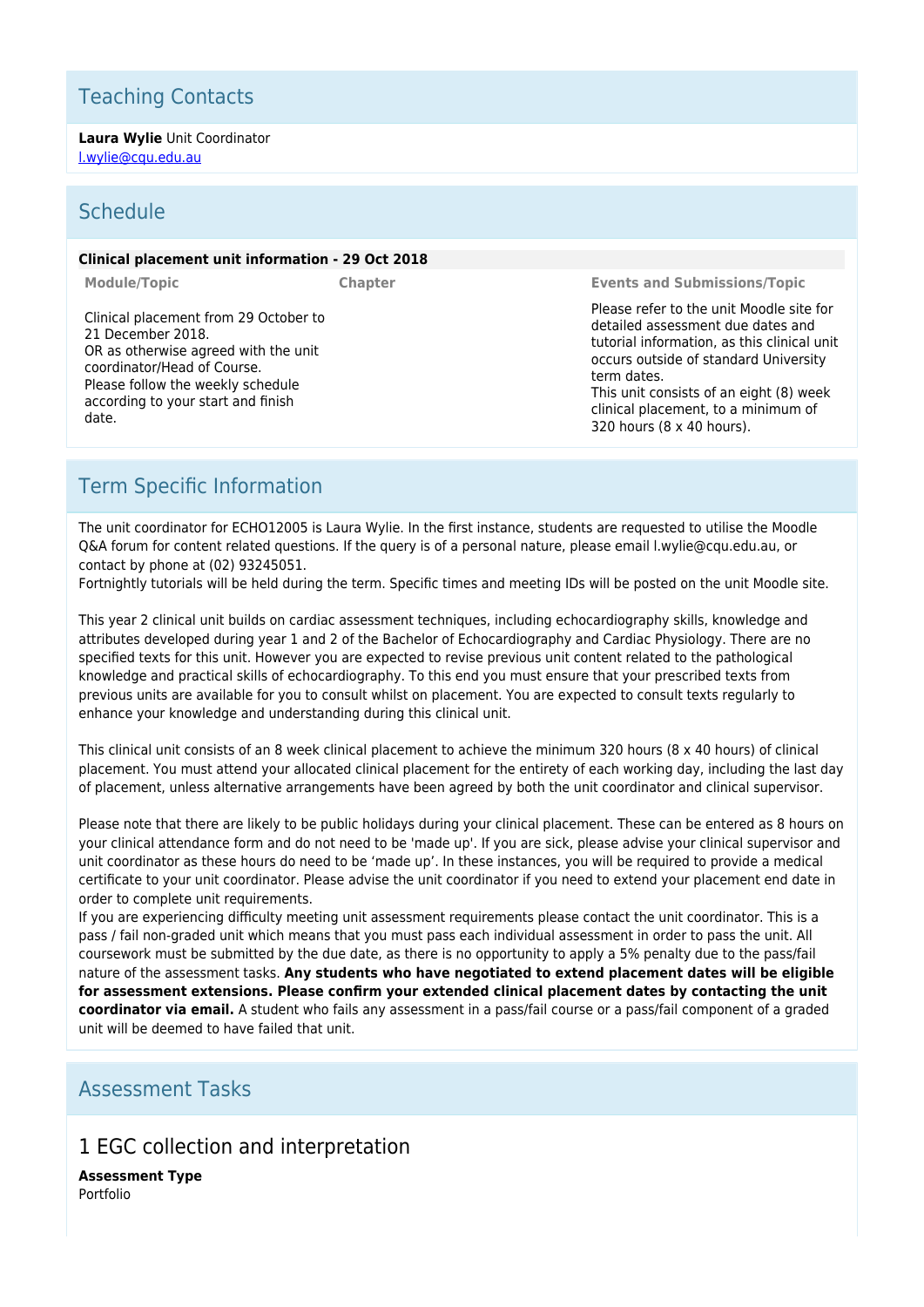## Teaching Contacts

**Laura Wylie** Unit Coordinator
[l.wylie@cqu.edu.au](mailto:l.wylie@cqu.edu.au)

## Schedule

**Clinical placement unit information - 29 Oct 2018**

| Module/Topic | Chapter | Events and Submissions/Topic |
|---|---|---|
| Clinical placement from 29 October to 21 December 2018.<br>OR as otherwise agreed with the unit coordinator/Head of Course.<br>Please follow the weekly schedule according to your start and finish date. | | Please refer to the unit Moodle site for detailed assessment due dates and tutorial information, as this clinical unit occurs outside of standard University term dates.<br>This unit consists of an eight (8) week clinical placement, to a minimum of 320 hours (8 x 40 hours). |

## Term Specific Information

The unit coordinator for ECHO12005 is Laura Wylie. In the first instance, students are requested to utilise the Moodle Q&A forum for content related questions. If the query is of a personal nature, please email l.wylie@cqu.edu.au, or contact by phone at (02) 93245051.
Fortnightly tutorials will be held during the term. Specific times and meeting IDs will be posted on the unit Moodle site.

This year 2 clinical unit builds on cardiac assessment techniques, including echocardiography skills, knowledge and attributes developed during year 1 and 2 of the Bachelor of Echocardiography and Cardiac Physiology. There are no specified texts for this unit. However you are expected to revise previous unit content related to the pathological knowledge and practical skills of echocardiography. To this end you must ensure that your prescribed texts from previous units are available for you to consult whilst on placement. You are expected to consult texts regularly to enhance your knowledge and understanding during this clinical unit.

This clinical unit consists of an 8 week clinical placement to achieve the minimum 320 hours (8 x 40 hours) of clinical placement. You must attend your allocated clinical placement for the entirety of each working day, including the last day of placement, unless alternative arrangements have been agreed by both the unit coordinator and clinical supervisor.

Please note that there are likely to be public holidays during your clinical placement. These can be entered as 8 hours on your clinical attendance form and do not need to be 'made up'. If you are sick, please advise your clinical supervisor and unit coordinator as these hours do need to be 'made up'. In these instances, you will be required to provide a medical certificate to your unit coordinator. Please advise the unit coordinator if you need to extend your placement end date in order to complete unit requirements.
If you are experiencing difficulty meeting unit assessment requirements please contact the unit coordinator. This is a pass / fail non-graded unit which means that you must pass each individual assessment in order to pass the unit. All coursework must be submitted by the due date, as there is no opportunity to apply a 5% penalty due to the pass/fail nature of the assessment tasks. **Any students who have negotiated to extend placement dates will be eligible for assessment extensions. Please confirm your extended clinical placement dates by contacting the unit coordinator via email.** A student who fails any assessment in a pass/fail course or a pass/fail component of a graded unit will be deemed to have failed that unit.

## Assessment Tasks

### 1 EGC collection and interpretation

**Assessment Type**
Portfolio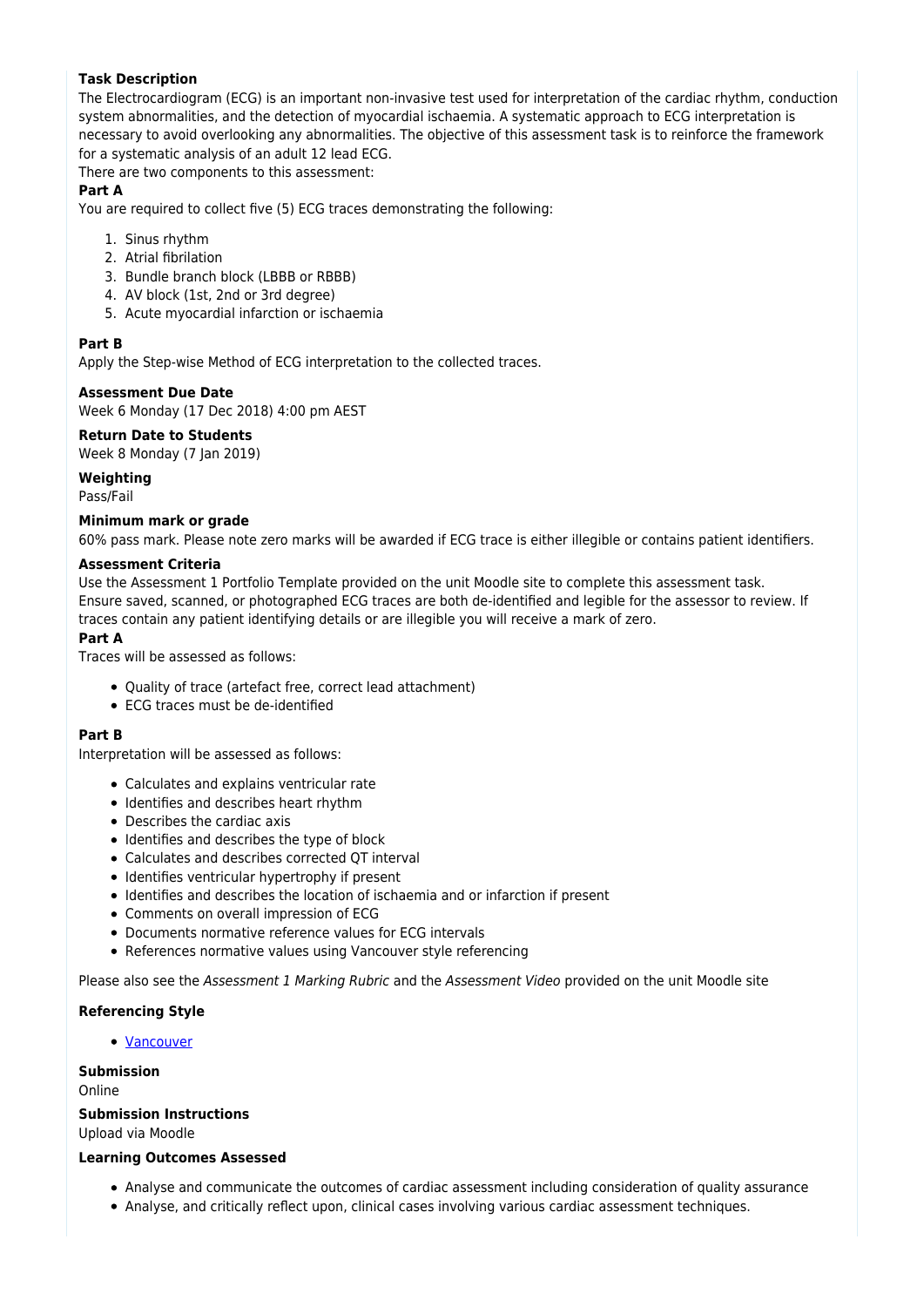**Task Description**

The Electrocardiogram (ECG) is an important non-invasive test used for interpretation of the cardiac rhythm, conduction system abnormalities, and the detection of myocardial ischaemia. A systematic approach to ECG interpretation is necessary to avoid overlooking any abnormalities. The objective of this assessment task is to reinforce the framework for a systematic analysis of an adult 12 lead ECG.

There are two components to this assessment:

**Part A**

You are required to collect five (5) ECG traces demonstrating the following:

1. Sinus rhythm
2. Atrial fibrilation
3. Bundle branch block (LBBB or RBBB)
4. AV block (1st, 2nd or 3rd degree)
5. Acute myocardial infarction or ischaemia

**Part B**

Apply the Step-wise Method of ECG interpretation to the collected traces.

**Assessment Due Date**

Week 6 Monday (17 Dec 2018) 4:00 pm AEST

**Return Date to Students**

Week 8 Monday (7 Jan 2019)

**Weighting**

Pass/Fail

**Minimum mark or grade**

60% pass mark. Please note zero marks will be awarded if ECG trace is either illegible or contains patient identifiers.

**Assessment Criteria**

Use the Assessment 1 Portfolio Template provided on the unit Moodle site to complete this assessment task.
Ensure saved, scanned, or photographed ECG traces are both de-identified and legible for the assessor to review. If traces contain any patient identifying details or are illegible you will receive a mark of zero.

**Part A**

Traces will be assessed as follows:

- Quality of trace (artefact free, correct lead attachment)
- ECG traces must be de-identified

**Part B**

Interpretation will be assessed as follows:

- Calculates and explains ventricular rate
- Identifies and describes heart rhythm
- Describes the cardiac axis
- Identifies and describes the type of block
- Calculates and describes corrected QT interval
- Identifies ventricular hypertrophy if present
- Identifies and describes the location of ischaemia and or infarction if present
- Comments on overall impression of ECG
- Documents normative reference values for ECG intervals
- References normative values using Vancouver style referencing

Please also see the *Assessment 1 Marking Rubric* and the *Assessment Video* provided on the unit Moodle site

**Referencing Style**

- Vancouver

**Submission**

Online

**Submission Instructions**

Upload via Moodle

**Learning Outcomes Assessed**

- Analyse and communicate the outcomes of cardiac assessment including consideration of quality assurance
- Analyse, and critically reflect upon, clinical cases involving various cardiac assessment techniques.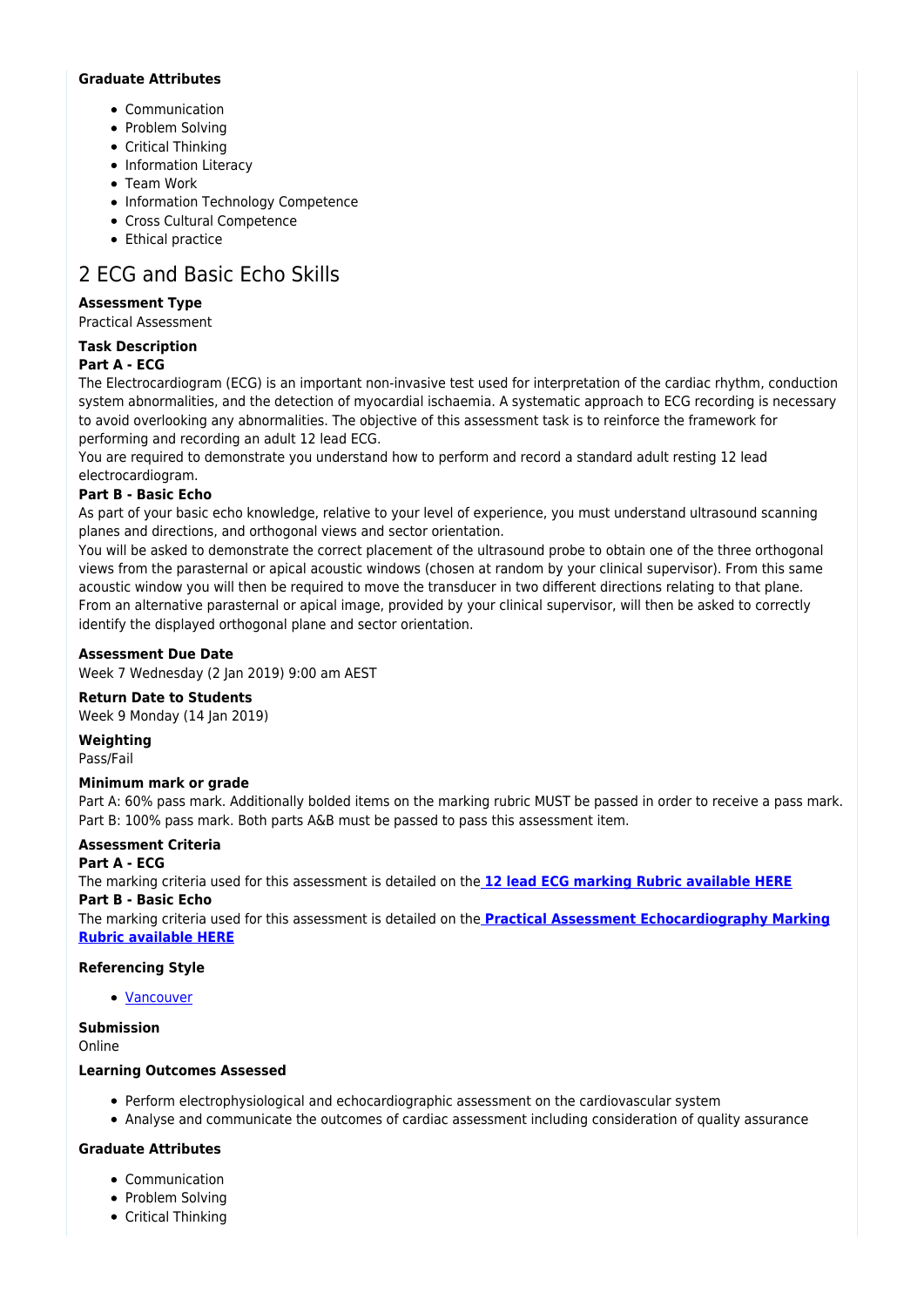**Graduate Attributes**

- Communication
- Problem Solving
- Critical Thinking
- Information Literacy
- Team Work
- Information Technology Competence
- Cross Cultural Competence
- Ethical practice

## 2 ECG and Basic Echo Skills

**Assessment Type**

Practical Assessment

**Task Description**

**Part A - ECG**

The Electrocardiogram (ECG) is an important non-invasive test used for interpretation of the cardiac rhythm, conduction system abnormalities, and the detection of myocardial ischaemia. A systematic approach to ECG recording is necessary to avoid overlooking any abnormalities. The objective of this assessment task is to reinforce the framework for performing and recording an adult 12 lead ECG.

You are required to demonstrate you understand how to perform and record a standard adult resting 12 lead electrocardiogram.

**Part B - Basic Echo**

As part of your basic echo knowledge, relative to your level of experience, you must understand ultrasound scanning planes and directions, and orthogonal views and sector orientation.

You will be asked to demonstrate the correct placement of the ultrasound probe to obtain one of the three orthogonal views from the parasternal or apical acoustic windows (chosen at random by your clinical supervisor). From this same acoustic window you will then be required to move the transducer in two different directions relating to that plane. From an alternative parasternal or apical image, provided by your clinical supervisor, will then be asked to correctly identify the displayed orthogonal plane and sector orientation.

**Assessment Due Date**

Week 7 Wednesday (2 Jan 2019) 9:00 am AEST

**Return Date to Students**

Week 9 Monday (14 Jan 2019)

**Weighting**

Pass/Fail

**Minimum mark or grade**

Part A: 60% pass mark. Additionally bolded items on the marking rubric MUST be passed in order to receive a pass mark.
Part B: 100% pass mark. Both parts A&B must be passed to pass this assessment item.

**Assessment Criteria**

**Part A - ECG**

The marking criteria used for this assessment is detailed on the **12 lead ECG marking Rubric available HERE**

**Part B - Basic Echo**

The marking criteria used for this assessment is detailed on the **Practical Assessment Echocardiography Marking Rubric available HERE**

**Referencing Style**

- Vancouver

**Submission**

Online

**Learning Outcomes Assessed**

- Perform electrophysiological and echocardiographic assessment on the cardiovascular system
- Analyse and communicate the outcomes of cardiac assessment including consideration of quality assurance

**Graduate Attributes**

- Communication
- Problem Solving
- Critical Thinking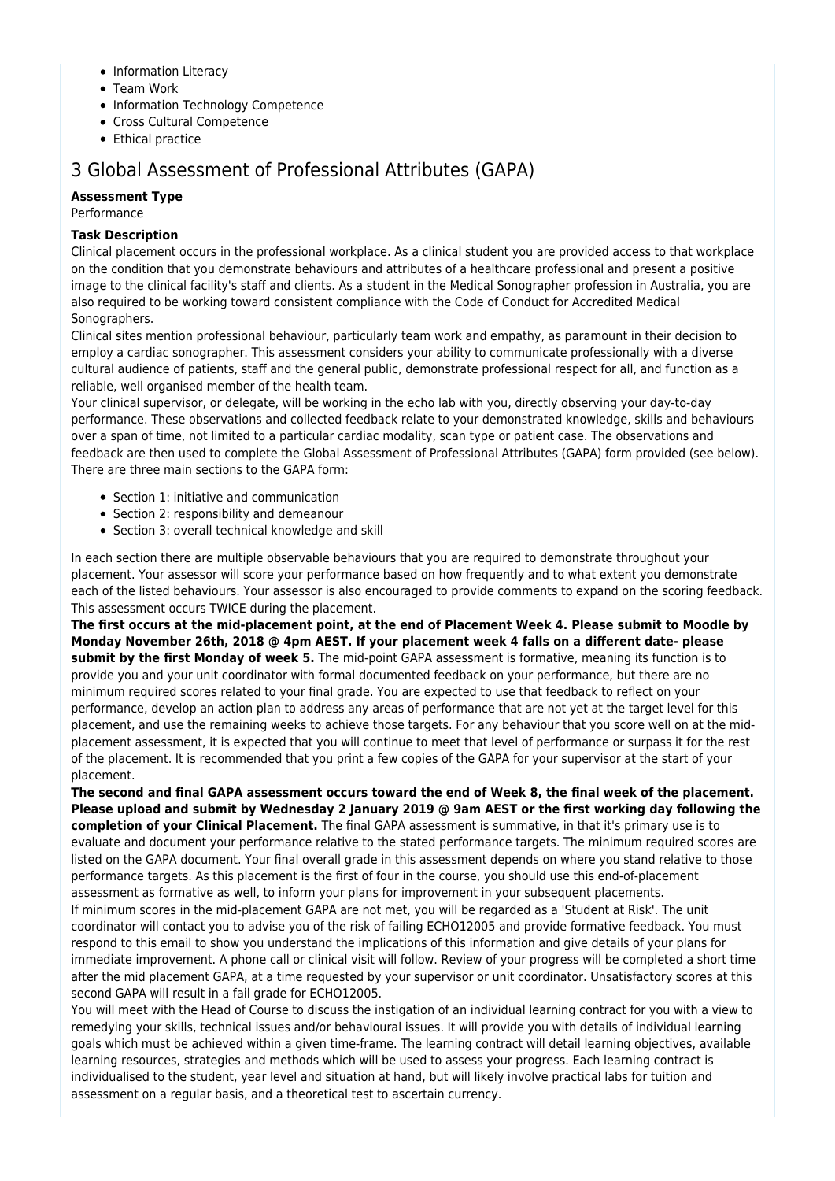- Information Literacy
- Team Work
- Information Technology Competence
- Cross Cultural Competence
- Ethical practice

## 3 Global Assessment of Professional Attributes (GAPA)

**Assessment Type**

Performance

**Task Description**

Clinical placement occurs in the professional workplace. As a clinical student you are provided access to that workplace on the condition that you demonstrate behaviours and attributes of a healthcare professional and present a positive image to the clinical facility's staff and clients. As a student in the Medical Sonographer profession in Australia, you are also required to be working toward consistent compliance with the Code of Conduct for Accredited Medical Sonographers.

Clinical sites mention professional behaviour, particularly team work and empathy, as paramount in their decision to employ a cardiac sonographer. This assessment considers your ability to communicate professionally with a diverse cultural audience of patients, staff and the general public, demonstrate professional respect for all, and function as a reliable, well organised member of the health team.

Your clinical supervisor, or delegate, will be working in the echo lab with you, directly observing your day-to-day performance. These observations and collected feedback relate to your demonstrated knowledge, skills and behaviours over a span of time, not limited to a particular cardiac modality, scan type or patient case. The observations and feedback are then used to complete the Global Assessment of Professional Attributes (GAPA) form provided (see below). There are three main sections to the GAPA form:

- Section 1: initiative and communication
- Section 2: responsibility and demeanour
- Section 3: overall technical knowledge and skill

In each section there are multiple observable behaviours that you are required to demonstrate throughout your placement. Your assessor will score your performance based on how frequently and to what extent you demonstrate each of the listed behaviours. Your assessor is also encouraged to provide comments to expand on the scoring feedback. This assessment occurs TWICE during the placement.

**The first occurs at the mid-placement point, at the end of Placement Week 4. Please submit to Moodle by Monday November 26th, 2018 @ 4pm AEST. If your placement week 4 falls on a different date- please submit by the first Monday of week 5.** The mid-point GAPA assessment is formative, meaning its function is to provide you and your unit coordinator with formal documented feedback on your performance, but there are no minimum required scores related to your final grade. You are expected to use that feedback to reflect on your performance, develop an action plan to address any areas of performance that are not yet at the target level for this placement, and use the remaining weeks to achieve those targets. For any behaviour that you score well on at the mid-placement assessment, it is expected that you will continue to meet that level of performance or surpass it for the rest of the placement. It is recommended that you print a few copies of the GAPA for your supervisor at the start of your placement.

**The second and final GAPA assessment occurs toward the end of Week 8, the final week of the placement. Please upload and submit by Wednesday 2 January 2019 @ 9am AEST or the first working day following the completion of your Clinical Placement.** The final GAPA assessment is summative, in that it's primary use is to evaluate and document your performance relative to the stated performance targets. The minimum required scores are listed on the GAPA document. Your final overall grade in this assessment depends on where you stand relative to those performance targets. As this placement is the first of four in the course, you should use this end-of-placement assessment as formative as well, to inform your plans for improvement in your subsequent placements.

If minimum scores in the mid-placement GAPA are not met, you will be regarded as a 'Student at Risk'. The unit coordinator will contact you to advise you of the risk of failing ECHO12005 and provide formative feedback. You must respond to this email to show you understand the implications of this information and give details of your plans for immediate improvement. A phone call or clinical visit will follow. Review of your progress will be completed a short time after the mid placement GAPA, at a time requested by your supervisor or unit coordinator. Unsatisfactory scores at this second GAPA will result in a fail grade for ECHO12005.

You will meet with the Head of Course to discuss the instigation of an individual learning contract for you with a view to remedying your skills, technical issues and/or behavioural issues. It will provide you with details of individual learning goals which must be achieved within a given time-frame. The learning contract will detail learning objectives, available learning resources, strategies and methods which will be used to assess your progress. Each learning contract is individualised to the student, year level and situation at hand, but will likely involve practical labs for tuition and assessment on a regular basis, and a theoretical test to ascertain currency.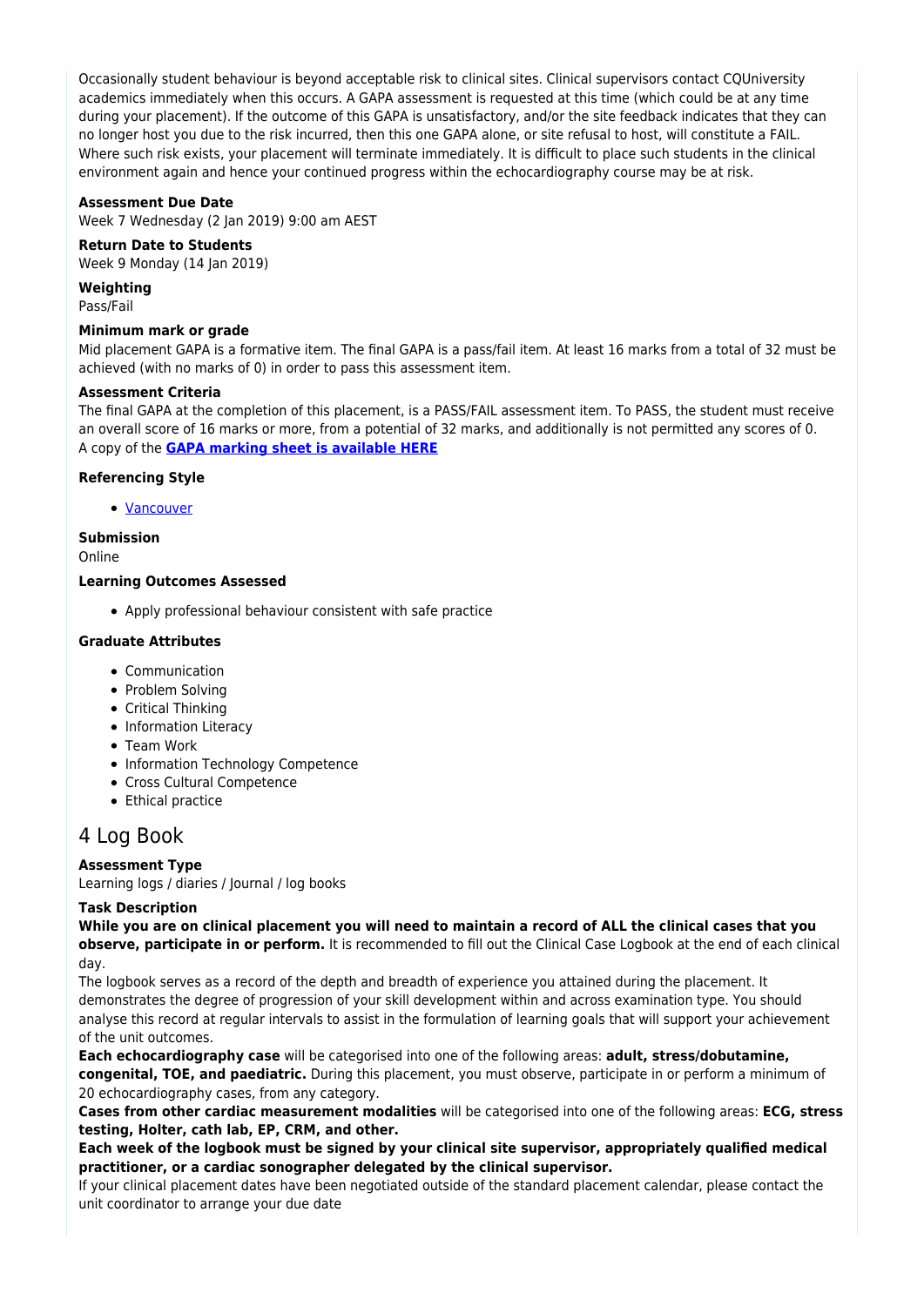Occasionally student behaviour is beyond acceptable risk to clinical sites. Clinical supervisors contact CQUniversity academics immediately when this occurs. A GAPA assessment is requested at this time (which could be at any time during your placement). If the outcome of this GAPA is unsatisfactory, and/or the site feedback indicates that they can no longer host you due to the risk incurred, then this one GAPA alone, or site refusal to host, will constitute a FAIL. Where such risk exists, your placement will terminate immediately. It is difficult to place such students in the clinical environment again and hence your continued progress within the echocardiography course may be at risk.

**Assessment Due Date**
Week 7 Wednesday (2 Jan 2019) 9:00 am AEST

**Return Date to Students**
Week 9 Monday (14 Jan 2019)

**Weighting**
Pass/Fail

**Minimum mark or grade**
Mid placement GAPA is a formative item. The final GAPA is a pass/fail item. At least 16 marks from a total of 32 must be achieved (with no marks of 0) in order to pass this assessment item.

**Assessment Criteria**
The final GAPA at the completion of this placement, is a PASS/FAIL assessment item. To PASS, the student must receive an overall score of 16 marks or more, from a potential of 32 marks, and additionally is not permitted any scores of 0.
A copy of the **GAPA marking sheet is available HERE**

**Referencing Style**

- Vancouver

**Submission**
Online

**Learning Outcomes Assessed**

- Apply professional behaviour consistent with safe practice

**Graduate Attributes**

- Communication
- Problem Solving
- Critical Thinking
- Information Literacy
- Team Work
- Information Technology Competence
- Cross Cultural Competence
- Ethical practice

## 4 Log Book

**Assessment Type**
Learning logs / diaries / Journal / log books

**Task Description**
**While you are on clinical placement you will need to maintain a record of ALL the clinical cases that you observe, participate in or perform.** It is recommended to fill out the Clinical Case Logbook at the end of each clinical day.
The logbook serves as a record of the depth and breadth of experience you attained during the placement. It demonstrates the degree of progression of your skill development within and across examination type. You should analyse this record at regular intervals to assist in the formulation of learning goals that will support your achievement of the unit outcomes.
**Each echocardiography case** will be categorised into one of the following areas: **adult, stress/dobutamine, congenital, TOE, and paediatric.** During this placement, you must observe, participate in or perform a minimum of 20 echocardiography cases, from any category.
**Cases from other cardiac measurement modalities** will be categorised into one of the following areas: **ECG, stress testing, Holter, cath lab, EP, CRM, and other.**
**Each week of the logbook must be signed by your clinical site supervisor, appropriately qualified medical practitioner, or a cardiac sonographer delegated by the clinical supervisor.**
If your clinical placement dates have been negotiated outside of the standard placement calendar, please contact the unit coordinator to arrange your due date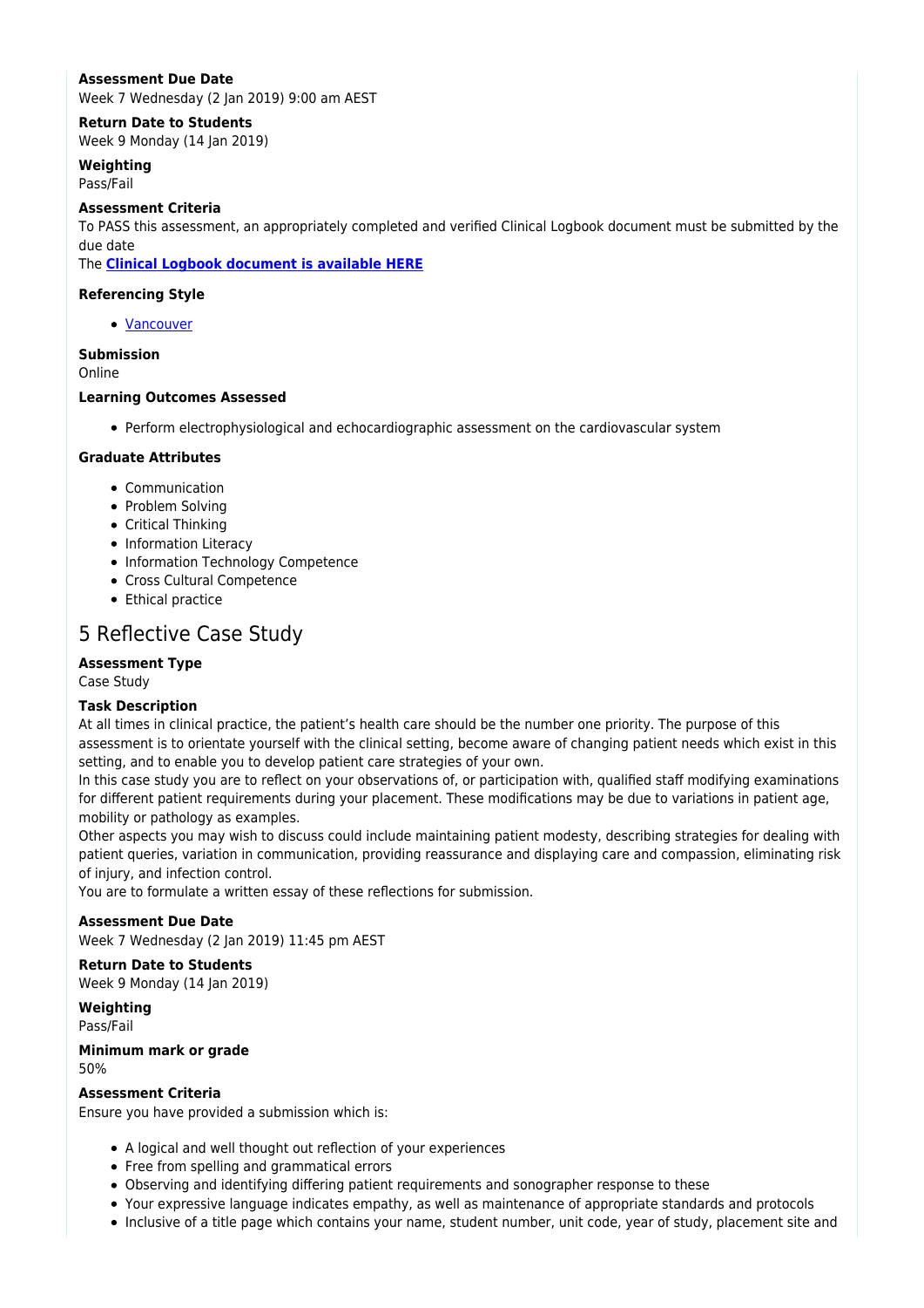**Assessment Due Date**
Week 7 Wednesday (2 Jan 2019) 9:00 am AEST

**Return Date to Students**
Week 9 Monday (14 Jan 2019)

**Weighting**
Pass/Fail

**Assessment Criteria**
To PASS this assessment, an appropriately completed and verified Clinical Logbook document must be submitted by the due date
The **Clinical Logbook document is available HERE**

**Referencing Style**

- Vancouver

**Submission**
Online

**Learning Outcomes Assessed**

- Perform electrophysiological and echocardiographic assessment on the cardiovascular system

**Graduate Attributes**

- Communication
- Problem Solving
- Critical Thinking
- Information Literacy
- Information Technology Competence
- Cross Cultural Competence
- Ethical practice

## 5 Reflective Case Study

**Assessment Type**
Case Study

**Task Description**
At all times in clinical practice, the patient's health care should be the number one priority. The purpose of this assessment is to orientate yourself with the clinical setting, become aware of changing patient needs which exist in this setting, and to enable you to develop patient care strategies of your own.
In this case study you are to reflect on your observations of, or participation with, qualified staff modifying examinations for different patient requirements during your placement. These modifications may be due to variations in patient age, mobility or pathology as examples.
Other aspects you may wish to discuss could include maintaining patient modesty, describing strategies for dealing with patient queries, variation in communication, providing reassurance and displaying care and compassion, eliminating risk of injury, and infection control.
You are to formulate a written essay of these reflections for submission.

**Assessment Due Date**
Week 7 Wednesday (2 Jan 2019) 11:45 pm AEST

**Return Date to Students**
Week 9 Monday (14 Jan 2019)

**Weighting**
Pass/Fail

**Minimum mark or grade**
50%

**Assessment Criteria**
Ensure you have provided a submission which is:

- A logical and well thought out reflection of your experiences
- Free from spelling and grammatical errors
- Observing and identifying differing patient requirements and sonographer response to these
- Your expressive language indicates empathy, as well as maintenance of appropriate standards and protocols
- Inclusive of a title page which contains your name, student number, unit code, year of study, placement site and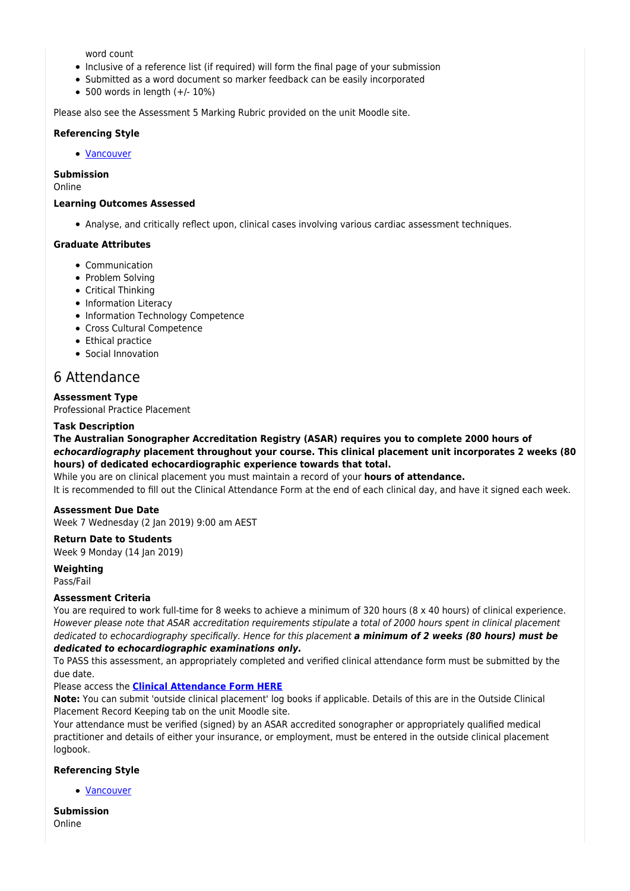word count

- Inclusive of a reference list (if required) will form the final page of your submission
- Submitted as a word document so marker feedback can be easily incorporated
- 500 words in length (+/- 10%)

Please also see the Assessment 5 Marking Rubric provided on the unit Moodle site.

**Referencing Style**

- Vancouver

**Submission**
Online

**Learning Outcomes Assessed**

- Analyse, and critically reflect upon, clinical cases involving various cardiac assessment techniques.

**Graduate Attributes**

- Communication
- Problem Solving
- Critical Thinking
- Information Literacy
- Information Technology Competence
- Cross Cultural Competence
- Ethical practice
- Social Innovation

## 6 Attendance

**Assessment Type**
Professional Practice Placement

**Task Description**
**The Australian Sonographer Accreditation Registry (ASAR) requires you to complete 2000 hours of *echocardiography* placement throughout your course. This clinical placement unit incorporates 2 weeks (80 hours) of dedicated echocardiographic experience towards that total.**
While you are on clinical placement you must maintain a record of your **hours of attendance.**
It is recommended to fill out the Clinical Attendance Form at the end of each clinical day, and have it signed each week.

**Assessment Due Date**
Week 7 Wednesday (2 Jan 2019) 9:00 am AEST

**Return Date to Students**
Week 9 Monday (14 Jan 2019)

**Weighting**
Pass/Fail

**Assessment Criteria**
You are required to work full-time for 8 weeks to achieve a minimum of 320 hours (8 x 40 hours) of clinical experience. *However please note that ASAR accreditation requirements stipulate a total of 2000 hours spent in clinical placement dedicated to echocardiography specifically. Hence for this placement* ***a minimum of 2 weeks (80 hours) must be dedicated to echocardiographic examinations only.***
To PASS this assessment, an appropriately completed and verified clinical attendance form must be submitted by the due date.
Please access the **Clinical Attendance Form HERE**
**Note:** You can submit 'outside clinical placement' log books if applicable. Details of this are in the Outside Clinical Placement Record Keeping tab on the unit Moodle site.
Your attendance must be verified (signed) by an ASAR accredited sonographer or appropriately qualified medical practitioner and details of either your insurance, or employment, must be entered in the outside clinical placement logbook.

**Referencing Style**

- Vancouver

**Submission**
Online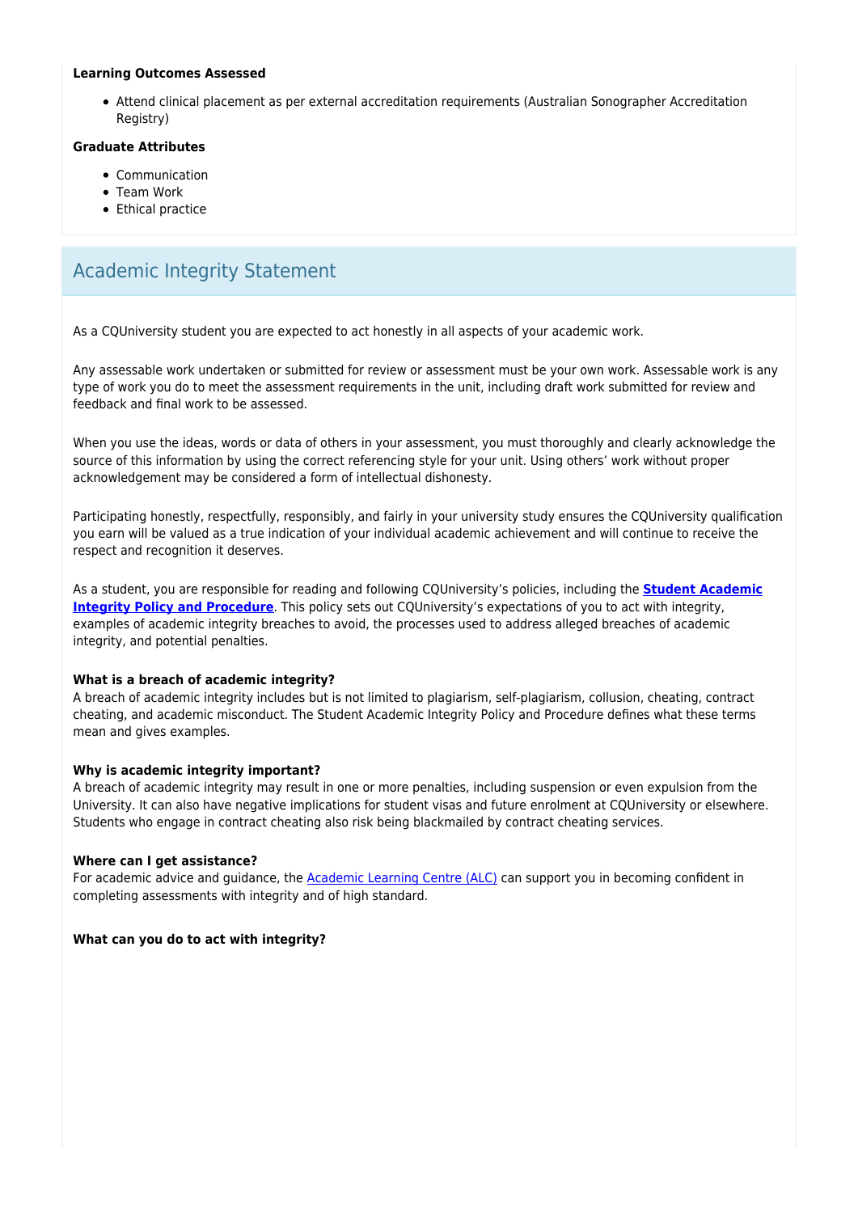**Learning Outcomes Assessed**

- Attend clinical placement as per external accreditation requirements (Australian Sonographer Accreditation Registry)

**Graduate Attributes**

- Communication
- Team Work
- Ethical practice

## Academic Integrity Statement

As a CQUniversity student you are expected to act honestly in all aspects of your academic work.

Any assessable work undertaken or submitted for review or assessment must be your own work. Assessable work is any type of work you do to meet the assessment requirements in the unit, including draft work submitted for review and feedback and final work to be assessed.

When you use the ideas, words or data of others in your assessment, you must thoroughly and clearly acknowledge the source of this information by using the correct referencing style for your unit. Using others' work without proper acknowledgement may be considered a form of intellectual dishonesty.

Participating honestly, respectfully, responsibly, and fairly in your university study ensures the CQUniversity qualification you earn will be valued as a true indication of your individual academic achievement and will continue to receive the respect and recognition it deserves.

As a student, you are responsible for reading and following CQUniversity's policies, including the **Student Academic Integrity Policy and Procedure**. This policy sets out CQUniversity's expectations of you to act with integrity, examples of academic integrity breaches to avoid, the processes used to address alleged breaches of academic integrity, and potential penalties.

**What is a breach of academic integrity?**
A breach of academic integrity includes but is not limited to plagiarism, self-plagiarism, collusion, cheating, contract cheating, and academic misconduct. The Student Academic Integrity Policy and Procedure defines what these terms mean and gives examples.

**Why is academic integrity important?**
A breach of academic integrity may result in one or more penalties, including suspension or even expulsion from the University. It can also have negative implications for student visas and future enrolment at CQUniversity or elsewhere. Students who engage in contract cheating also risk being blackmailed by contract cheating services.

**Where can I get assistance?**
For academic advice and guidance, the Academic Learning Centre (ALC) can support you in becoming confident in completing assessments with integrity and of high standard.

**What can you do to act with integrity?**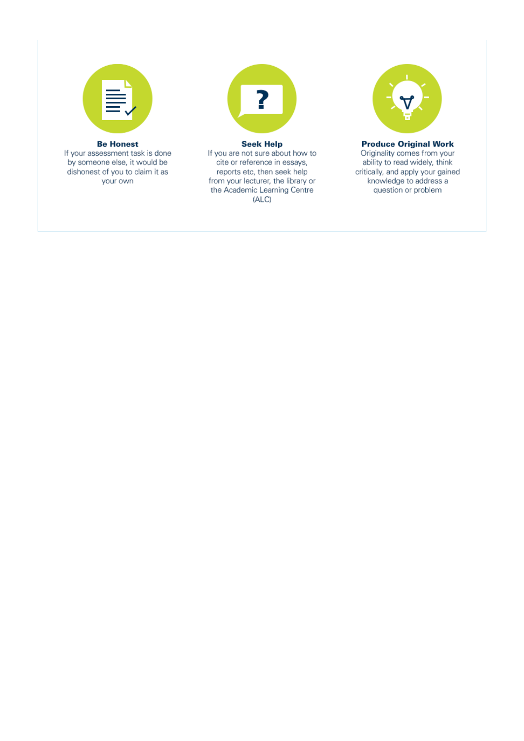**Be Honest**

If your assessment task is done by someone else, it would be dishonest of you to claim it as your own

**Seek Help**

If you are not sure about how to cite or reference in essays, reports etc, then seek help from your lecturer, the library or the Academic Learning Centre (ALC)

**Produce Original Work**

Originality comes from your ability to read widely, think critically, and apply your gained knowledge to address a question or problem